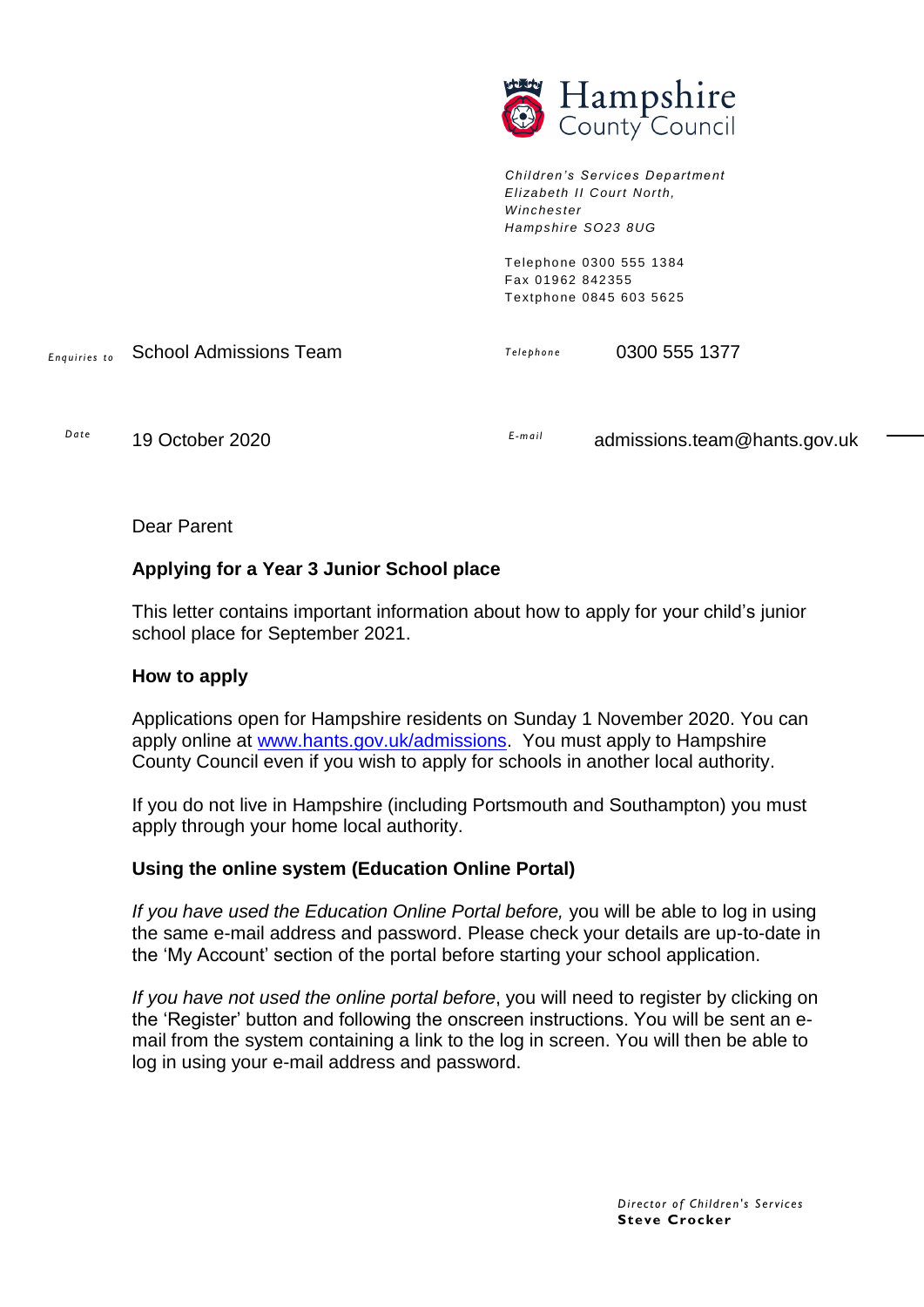Hampshire County Council

*Children's Services Department*
*Elizabeth II Court North,*
*Winchester*
*Hampshire SO23 8UG*

Telephone 0300 555 1384
Fax 01962 842355
Textphone 0845 603 5625

*Enquiries to* School Admissions Team

*Telephone* 0300 555 1377

*Date* 19 October 2020

*E-mail* admissions.team@hants.gov.uk

Dear Parent

**Applying for a Year 3 Junior School place**

This letter contains important information about how to apply for your child's junior school place for September 2021.

**How to apply**

Applications open for Hampshire residents on Sunday 1 November 2020. You can apply online at [www.hants.gov.uk/admissions](http://www.hants.gov.uk/admissions). You must apply to Hampshire County Council even if you wish to apply for schools in another local authority.

If you do not live in Hampshire (including Portsmouth and Southampton) you must apply through your home local authority.

**Using the online system (Education Online Portal)**

*If you have used the Education Online Portal before,* you will be able to log in using the same e-mail address and password. Please check your details are up-to-date in the 'My Account' section of the portal before starting your school application.

*If you have not used the online portal before*, you will need to register by clicking on the 'Register' button and following the onscreen instructions. You will be sent an e-mail from the system containing a link to the log in screen. You will then be able to log in using your e-mail address and password.

*Director of Children's Services*
**Steve Crocker**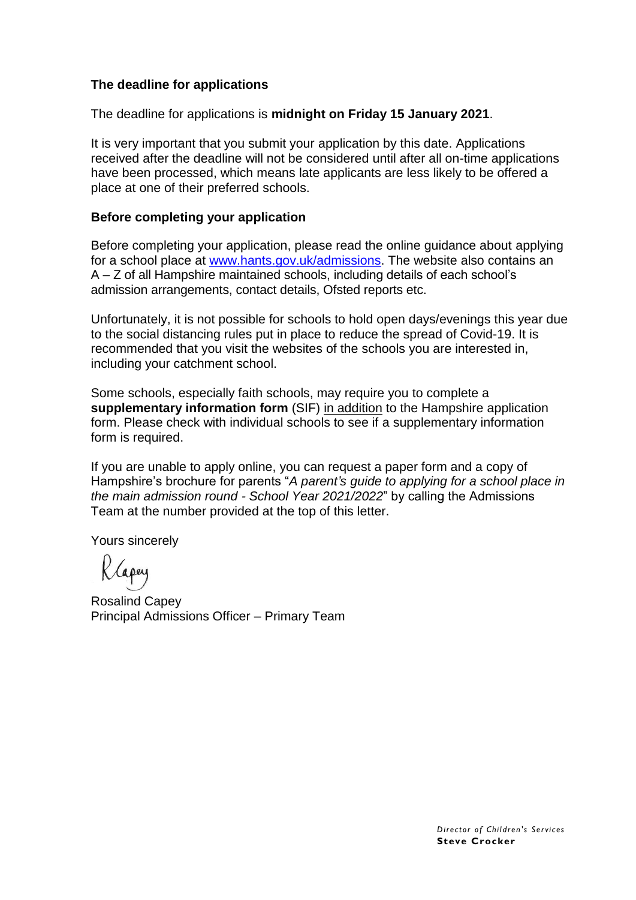**The deadline for applications**

The deadline for applications is **midnight on Friday 15 January 2021**.

It is very important that you submit your application by this date. Applications received after the deadline will not be considered until after all on-time applications have been processed, which means late applicants are less likely to be offered a place at one of their preferred schools.

**Before completing your application**

Before completing your application, please read the online guidance about applying for a school place at www.hants.gov.uk/admissions. The website also contains an A – Z of all Hampshire maintained schools, including details of each school's admission arrangements, contact details, Ofsted reports etc.

Unfortunately, it is not possible for schools to hold open days/evenings this year due to the social distancing rules put in place to reduce the spread of Covid-19. It is recommended that you visit the websites of the schools you are interested in, including your catchment school.

Some schools, especially faith schools, may require you to complete a **supplementary information form** (SIF) in addition to the Hampshire application form. Please check with individual schools to see if a supplementary information form is required.

If you are unable to apply online, you can request a paper form and a copy of Hampshire's brochure for parents "*A parent's guide to applying for a school place in the main admission round - School Year 2021/2022*" by calling the Admissions Team at the number provided at the top of this letter.

Yours sincerely

Rosalind Capey
Principal Admissions Officer – Primary Team

*Director of Children's Services*
**Steve Crocker**